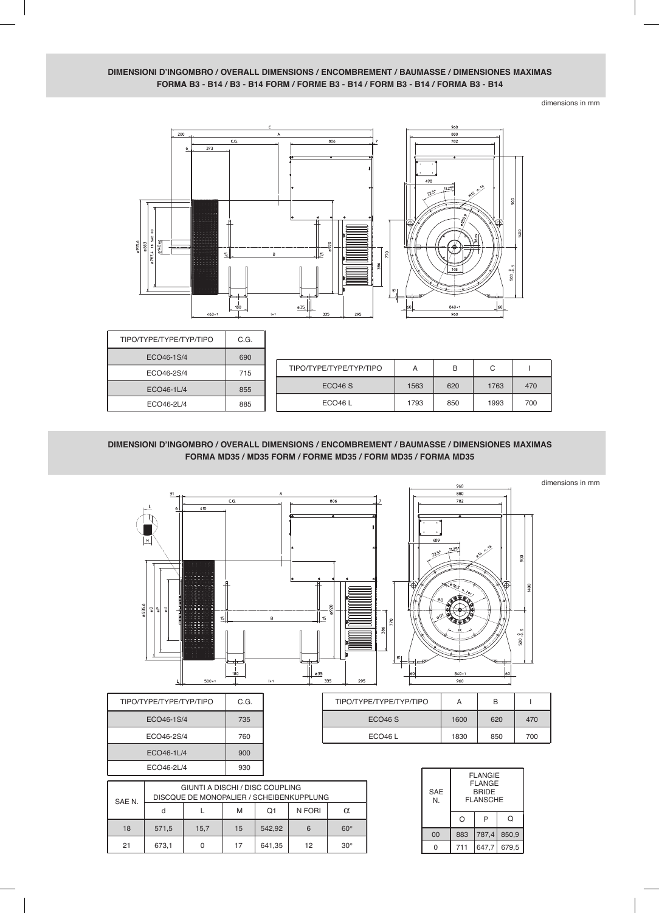## DIMENSIONI D'INGOMBRO / OVERALL DIMENSIONS / ENCOMBREMENT / BAUMASSE / DIMENSIONES MAXIMAS
### FORMA B3 - B14 / B3 - B14 FORM / FORME B3 - B14 / FORM B3 - B14 / FORMA B3 - B14

dimensions in mm

| TIPO/TYPE/TYPE/TYP/TIPO | C.G. |
|---|---|
| ECO46-1S/4 | 690 |
| ECO46-2S/4 | 715 |
| ECO46-1L/4 | 855 |
| ECO46-2L/4 | 885 |

| TIPO/TYPE/TYPE/TYP/TIPO | A | B | C | I |
|---|---|---|---|---|
| ECO46 S | 1563 | 620 | 1763 | 470 |
| ECO46 L | 1793 | 850 | 1993 | 700 |

## DIMENSIONI D'INGOMBRO / OVERALL DIMENSIONS / ENCOMBREMENT / BAUMASSE / DIMENSIONES MAXIMAS
### FORMA MD35 / MD35 FORM / FORME MD35 / FORM MD35 / FORMA MD35

dimensions in mm

| TIPO/TYPE/TYPE/TYP/TIPO | C.G. |
|---|---|
| ECO46-1S/4 | 735 |
| ECO46-2S/4 | 760 |
| ECO46-1L/4 | 900 |
| ECO46-2L/4 | 930 |

| TIPO/TYPE/TYPE/TYP/TIPO | A | B | I |
|---|---|---|---|
| ECO46 S | 1600 | 620 | 470 |
| ECO46 L | 1830 | 850 | 700 |

| SAE N. | GIUNTI A DISCHI / DISC COUPLING DISCQUE DE MONOPALIER / SCHEIBENKUPPLUNG | | | | | |
|---|---|---|---|---|---|---|
| | d | L | M | Q1 | N FORI | α |
| 18 | 571,5 | 15,7 | 15 | 542,92 | 6 | 60° |
| 21 | 673,1 | 0 | 17 | 641,35 | 12 | 30° |

| SAE N. | FLANGIE FLANGE BRIDE FLANSCHE | | |
|---|---|---|---|
| | O | P | Q |
| 00 | 883 | 787,4 | 850,9 |
| 0 | 711 | 647,7 | 679,5 |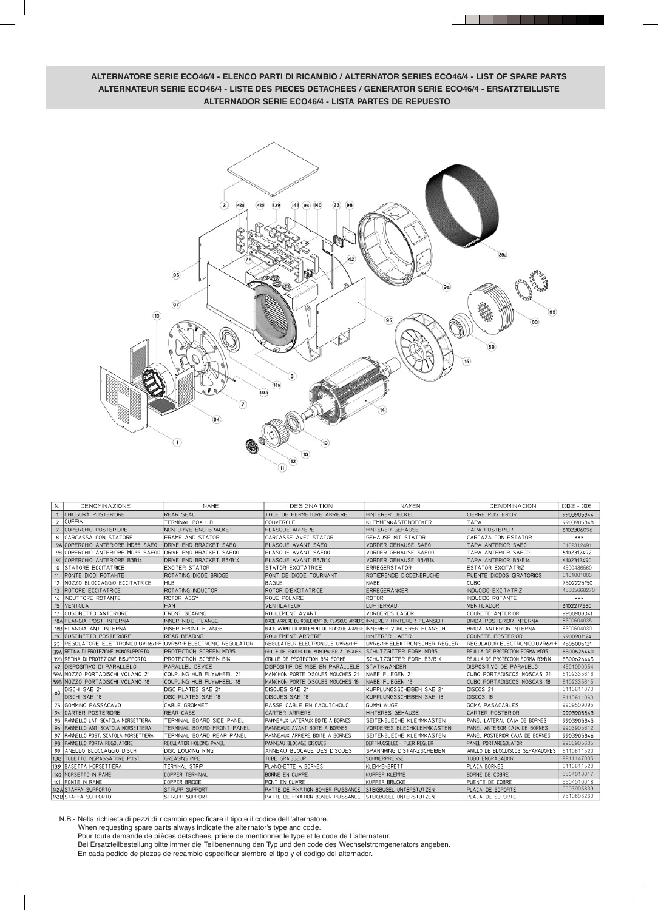**ALTERNATORE SERIE ECO46/4 - ELENCO PARTI DI RICAMBIO / ALTERNATOR SERIES ECO46/4 - LIST OF SPARE PARTS**
**ALTERNATEUR SERIE ECO46/4 - LISTE DES PIECES DETACHEES / GENERATOR SERIE ECO46/4 - ERSATZTEILLISTE**
**ALTERNADOR SERIE ECO46/4 - LISTA PARTES DE REPUESTO**

| N. | DENOMINAZIONE | NAME | DESIGNATION | NAMEN | DENOMINACION | CODICE - CODE |
|---|---|---|---|---|---|---|
| 1 | CHIUSURA POSTERIORE | REAR SEAL | TOLE DE FERMETURE ARRIERE | HINTERER DECKEL | CIERRE POSTERIOR | 9903905844 |
| 2 | CUFFIA | TERMINAL BOX LID | COUVERCLE | KLEMMENKASTENDECKER | TAPA | 9903905848 |
| 7 | COPERCHIO POSTERIORE | NON DRIVE END BRACKET | FLASQUE ARRIERE | HINTERER GEHAUSE | TAPA POSTERIOR | 6102306096 |
| 8 | CARCASSA CON STATORE | FRAME AND STATOR | CARCASSE AVEC STATOR | GEHAUSE MIT STATOR | CARCAZA CON ESTATOR | *** |
| 9A | COPERCHIO ANTERIORE MD35 SAE0 | DRIVE END BRACKET SAE0 | FLASQUE AVANT SAE0 | VORDER GEHAUSE SAE0 | TAPA ANTERIOR SAE0 | 6102312491 |
| 9B | COPERCHIO ANTERIORE MD35 SAE00 | DRIVE END BRACKET SAE00 | FLASQUE AVANT SAE00 | VORDER GEHAUSE SAE00 | TAPA ANTERIOR SAE00 | 6102312492 |
| 9C | COPERCHIO ANTERIORE B3B14 | DRIVE END BRACKET B3/B14 | FLASQUE AVANT B3/B14 | VORDER GEHAUSE B3/B14 | TAPA ANTERIOR B3/B14 | 6102312490 |
| 10 | STATORE ECCITATRICE | EXCITER STATOR | STATOR EXCITATRICE | ERREGERSTATOR | ESTATOR EXCITATRIZ | 4500486560 |
| 11 | PONTE DIODI ROTANTE | ROTATING DIODE BRIDGE | PONT DE DIODE TOURNANT | ROTIERENDE DIODENBRUCHE | PUENTE DIODOS GIRATORIOS | 6101001003 |
| 12 | MOZZO BLOCCAGGIO ECCITATRICE | HUB | BAGUE | NABE | CUBO | 7502225150 |
| 13 | ROTORE ECCITATRICE | ROTATING INDUCTOR | ROTOR D'EXCITATRICE | ERREGERANKER | INDUCIDO EXCITATRIZ | 45005668270 |
| 14 | INDUTTORE ROTANTE | ROTOR ASSY | ROUE POLAIRE | ROTOR | INDUCIDO ROTANTE | *** |
| 15 | VENTOLA | FAN | VENTILATEUR | LUFTERRAD | VENTILADOR | 6102217380 |
| 17 | CUSCINETTO ANTERIORE | FRONT BEARING | ROULEMENT AVANT | VORDERES LAGER | COJINETE ANTERIOR | 9900908041 |
| 18A | FLANGIA POST INTERNA | INNER N.D.E FLANGE | BRIDE ARRIERE DU ROULEMENT DU FLASQUE ARRIERE | INNERER HINTERER FLANSCH | BRIDA POSTERIOR INTERNA | 8500604035 |
| 18B | FLANGIA ANT INTERNA | INNER FRONT FLANGE | BRIDE AVANT DU ROULEMENT DU FLASQUE ARRIERE | INNERER VORDERER FLANSCH | BRIDA ANTERIOR INTERNA | 8500604030 |
| 19 | CUSCINETTO POSTERIORE | REAR BEARING | ROULEMENT ARRIERE | HINTERER LAGER | COJINETE POSTERIOR | 9900901124 |
| 23 | REGOLATORE ELETTRONICO UVR6/1-F | UVR6/1-F ELECTRONIC REGULATOR | REGULATEUR ELECTRONIQUE UVR6/1-F | UVR6/1-F ELEKTRONISCHER REGLER | REGULADOR ELECTRONICO UVR6/1-F | 4505005121 |
| 39A | RETINA DI PROTEZIONE MONOSUPPORTO | PROTECTION SCREEN MD35 | GRILLE DE PROTECTION MONOPALIER A DISQUES | SCHUTZGITTER FORM MD35 | REJILLA DE PROTECCION FORMA MD35 | 8500626440 |
| 39B | RETINA DI PROTEZIONE BISUPPORTO | PROTECTION SCREEN B14 | GRILLE DE PROTECTION B34 FORME | SCHUTZGITTER FORM B3/B14 | REJILLA DE PROTECCION FORMA B3/B14 | 8500626445 |
| 42 | DISPOSITIVO DI PARALLELO | PARALLEL DEVICE | DISPOSITIF DE MISE EN PARALLELE | STATIKWANDER | DISPOSITIVO DE PARALELO | 4501090054 |
| 59A | MOZZO PORTADISCHI VOLANO 21 | COUPLING HUB FLYWHEEL 21 | MANCHON PORTE DISQUES MOUCHES 21 | NABE FLIEGEN 21 | CUBO PORTADISCOS MOSCAS 21 | 6102335616 |
| 59B | MOZZO PORTADISCHI VOLANO 18 | COUPLING HUB FLYWHEEL 18 | MANCHON PORTE DISQUES MOUCHES 18 | NABE FLIEGEN 18 | CUBO PORTADISCOS MOSCAS 18 | 6102335615 |
| 60 | DISCHI SAE 21 | DISC PLATES SAE 21 | DISQUES SAE 21 | KUPPLUNGSSCHEIBEN SAE 21 | DISCOS 21 | 6110611070 |
| | DISCHI SAE 18 | DISC PLATES SAE 18 | DISQUES SAE 18 | KUPPLUNGSSCHEIBEN SAE 18 | DISCOS 18 | 6110611060 |
| 75 | GOMMINO PASSACAVO | CABLE GROMMET | PASSE CABLE EN CAOUTCHOUC | GUMMI AUGE | GOMA PASACABLES | 9909509095 |
| 94 | CARTER POSTERIORE | REAR CASE | CARTER ARRIERE | HINTERES GEHAUSE | CARTER POSTERIOR | 9903905843 |
| 95 | PANNELLO LAT SCATOLA MORSETTIERA | TERMINAL BOARD SIDE PANEL | PANNEAUX LATERAUX BOITE A BORNES | SEITENBLECHE KLEMMKASTEN | PANEL LATERAL CAJA DE BORNES | 9903905845 |
| 96 | PANNELLO ANT SCATOLA MORSETTIERA | TERMINAL BOARD FRONT PANEL | PANNEAUX AVANT BOITE A BORNES | VORDERES BLECHKLEMMKASTEN | PANEL ANTERIOR CAJA DE BORNES | 9903905612 |
| 97 | PANNELLO POST. SCATOLA MORSETTIERA | TERMINAL BOARD REAR PANEL | PANNEAUX ARRIERE BOITE A BORNES | SEITENBLECHE KLEMMKASTEN | PANEL POSTERIOR CAJA DE BORNES | 9903905846 |
| 98 | PANNELLO PORTA REGOLATORE | REGULATOR HOLDING PANEL | PANNEAU BLOCAGE DISQUES | DEFFNUGSBLECH FUER REGLER | PANEL PORTAREGOLATOR | 9903905605 |
| 99 | ANELLO BLOCCAGGIO DISCHI | DISC LOCKING RING | ANNEAU BLOCAGE DES DISQUES | SPANNRING DISTANZSCHEIBEN | ANILLO DE BLOC.DISCOS SEPARADORES | 6110611520 |
| 138 | TUBETTO INGRASSATORE POST. | GREASING PIPE | TUBE GRAISSEUR | SCHMIERPRESSE | TUBO ENGRASADOR | 9911147035 |
| 139 | BASETTA MORSETTIERA | TERMINAL STRIP | PLANCHETTE A BORNES | KLEMMENBRETT | PLACA BORNES | 6110611520 |
| 140 | MORSETTO IN RAME | COPPER TERMINAL | BORNE EN CUIVRE | KUPFER KLEMME | BORNE DE COBRE | 5504010017 |
| 141 | PONTE IN RAME | COPPER BRIDGE | PONT EN CUIVRE | KUPFER BRUCKE | PUENTE DE COBRE | 5504010018 |
| 142A | STAFFA SUPPORTO | STIRUPP SUPPORT | PATTE DE FIXATION BONIER PUISSANCE | STEIGBUGEL UNTERSTUTZEN | PLACA DE SOPORTE | 9903905839 |
| 142B | STAFFA SUPPORTO | STIRUPP SUPPORT | PATTE DE FIXATION BONIER PUISSANCE | STEIGBUGEL UNTERSTUTZEN | PLACA DE SOPORTE | 7510603230 |

N.B.- Nella richiesta di pezzi di ricambio specificare il tipo e il codice dell 'alternatore.
When requesting spare parts always indicate the alternator's type and code.
Pour toute demande de pièces detachees, prière de mentionner le type et le code de l 'alternateur.
Bei Ersatzteilbestellung bitte immer die Teilbenennung den Typ und den code des Wechselstromgenerators angeben.
En cada pedido de piezas de recambio especificar siembre el tipo y el codigo del alternador.